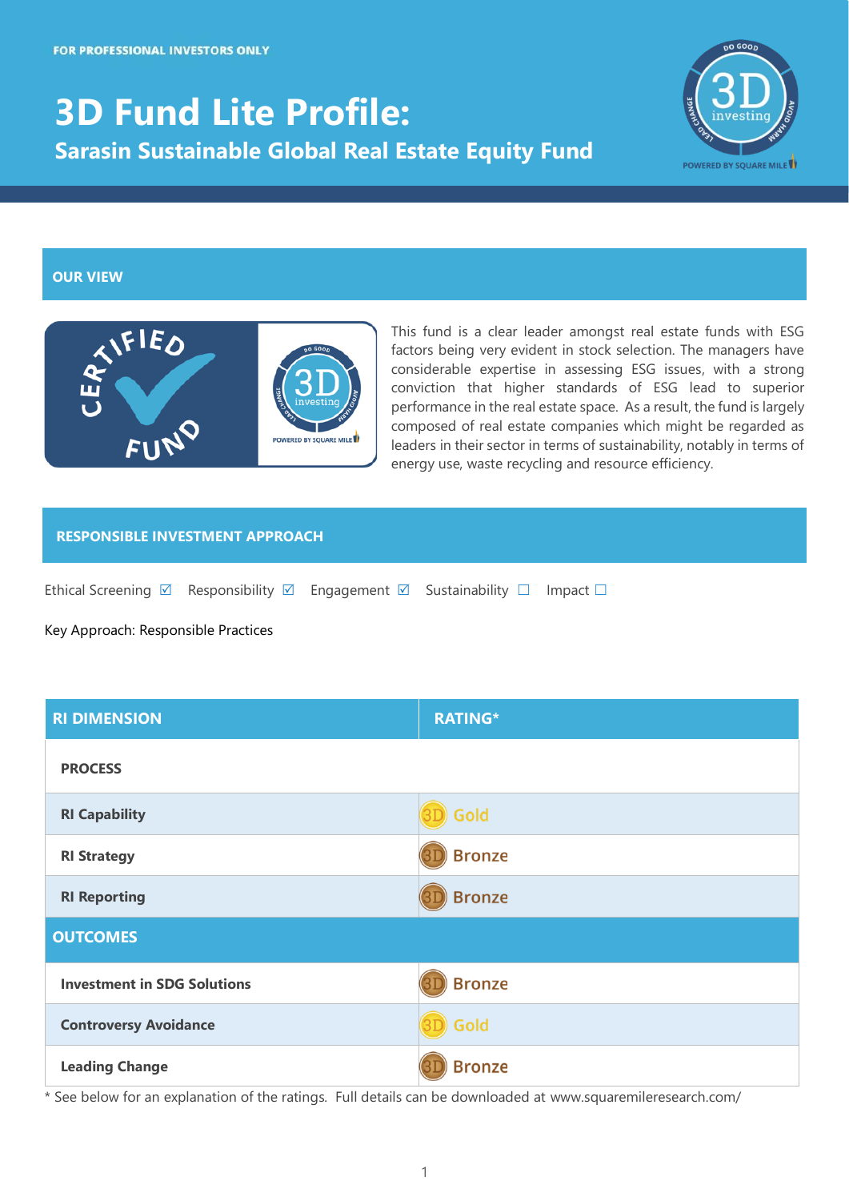FOR PROFESSIONAL INVESTORS ONLY

# 3D Fund Lite Profile:

## Sarasin Sustainable Global Real Estate Equity Fund

## OUR VIEW

This fund is a clear leader amongst real estate funds with ESG factors being very evident in stock selection. The managers have considerable expertise in assessing ESG issues, with a strong conviction that higher standards of ESG lead to superior performance in the real estate space. As a result, the fund is largely composed of real estate companies which might be regarded as leaders in their sector in terms of sustainability, notably in terms of energy use, waste recycling and resource efficiency.

## RESPONSIBLE INVESTMENT APPROACH

Ethical Screening ☑ Responsibility ☑ Engagement ☑ Sustainability ☐ Impact ☐

Key Approach: Responsible Practices

| RI DIMENSION | RATING* |
|---|---|
| **PROCESS** | |
| **RI Capability** | Gold |
| **RI Strategy** | Bronze |
| **RI Reporting** | Bronze |
| **OUTCOMES** | |
| **Investment in SDG Solutions** | Bronze |
| **Controversy Avoidance** | Gold |
| **Leading Change** | Bronze |

* See below for an explanation of the ratings. Full details can be downloaded at www.squaremileresearch.com/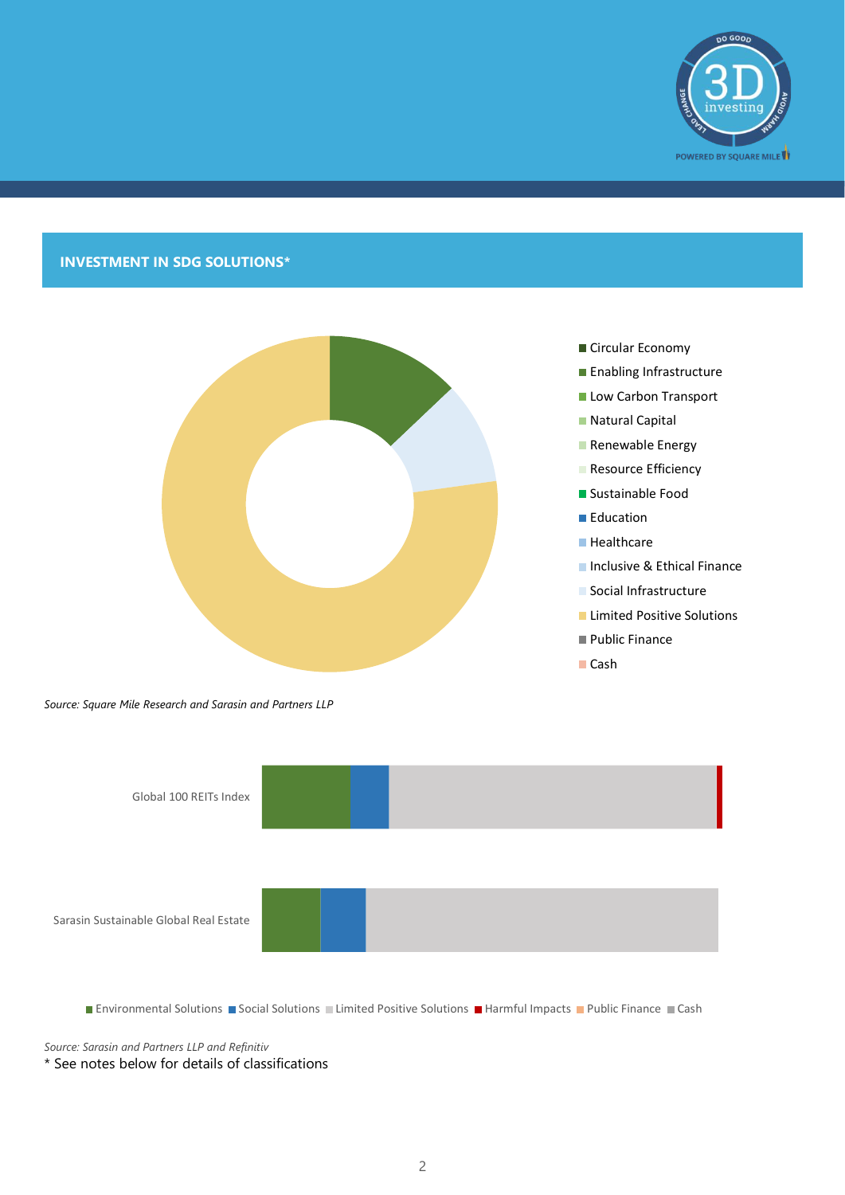## INVESTMENT IN SDG SOLUTIONS*

- Circular Economy
- Enabling Infrastructure
- Low Carbon Transport
- Natural Capital
- Renewable Energy
- Resource Efficiency
- Sustainable Food
- Education
- Healthcare
- Inclusive & Ethical Finance
- Social Infrastructure
- Limited Positive Solutions
- Public Finance
- Cash

*Source: Square Mile Research and Sarasin and Partners LLP*

Global 100 REITs Index

Sarasin Sustainable Global Real Estate

Environmental Solutions | Social Solutions | Limited Positive Solutions | Harmful Impacts | Public Finance | Cash

*Source: Sarasin and Partners LLP and Refinitiv*

* See notes below for details of classifications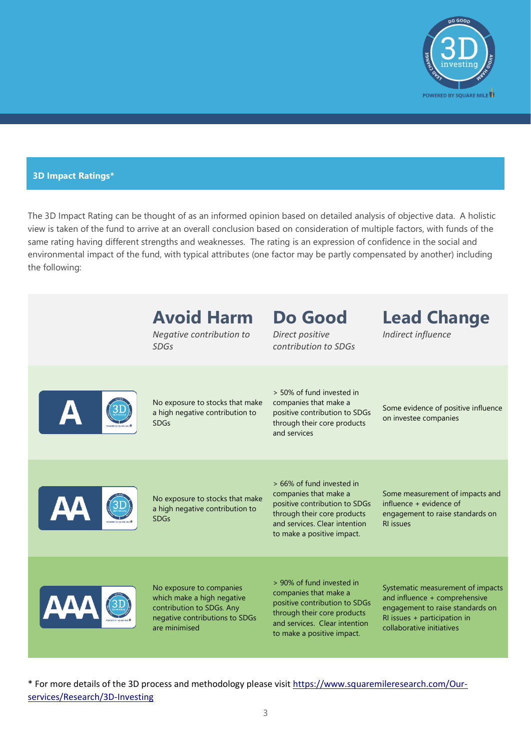## 3D Impact Ratings*

The 3D Impact Rating can be thought of as an informed opinion based on detailed analysis of objective data. A holistic view is taken of the fund to arrive at an overall conclusion based on consideration of multiple factors, with funds of the same rating having different strengths and weaknesses. The rating is an expression of confidence in the social and environmental impact of the fund, with typical attributes (one factor may be partly compensated by another) including the following:

| | **Avoid Harm**<br>*Negative contribution to SDGs* | **Do Good**<br>*Direct positive contribution to SDGs* | **Lead Change**<br>*Indirect influence* |
|---|---|---|---|
| A | No exposure to stocks that make a high negative contribution to SDGs | > 50% of fund invested in companies that make a positive contribution to SDGs through their core products and services | Some evidence of positive influence on investee companies |
| AA | No exposure to stocks that make a high negative contribution to SDGs | > 66% of fund invested in companies that make a positive contribution to SDGs through their core products and services. Clear intention to make a positive impact. | Some measurement of impacts and influence + evidence of engagement to raise standards on RI issues |
| AAA | No exposure to companies which make a high negative contribution to SDGs. Any negative contributions to SDGs are minimised | > 90% of fund invested in companies that make a positive contribution to SDGs through their core products and services. Clear intention to make a positive impact. | Systematic measurement of impacts and influence + comprehensive engagement to raise standards on RI issues + participation in collaborative initiatives |

* For more details of the 3D process and methodology please visit https://www.squaremileresearch.com/Our-services/Research/3D-Investing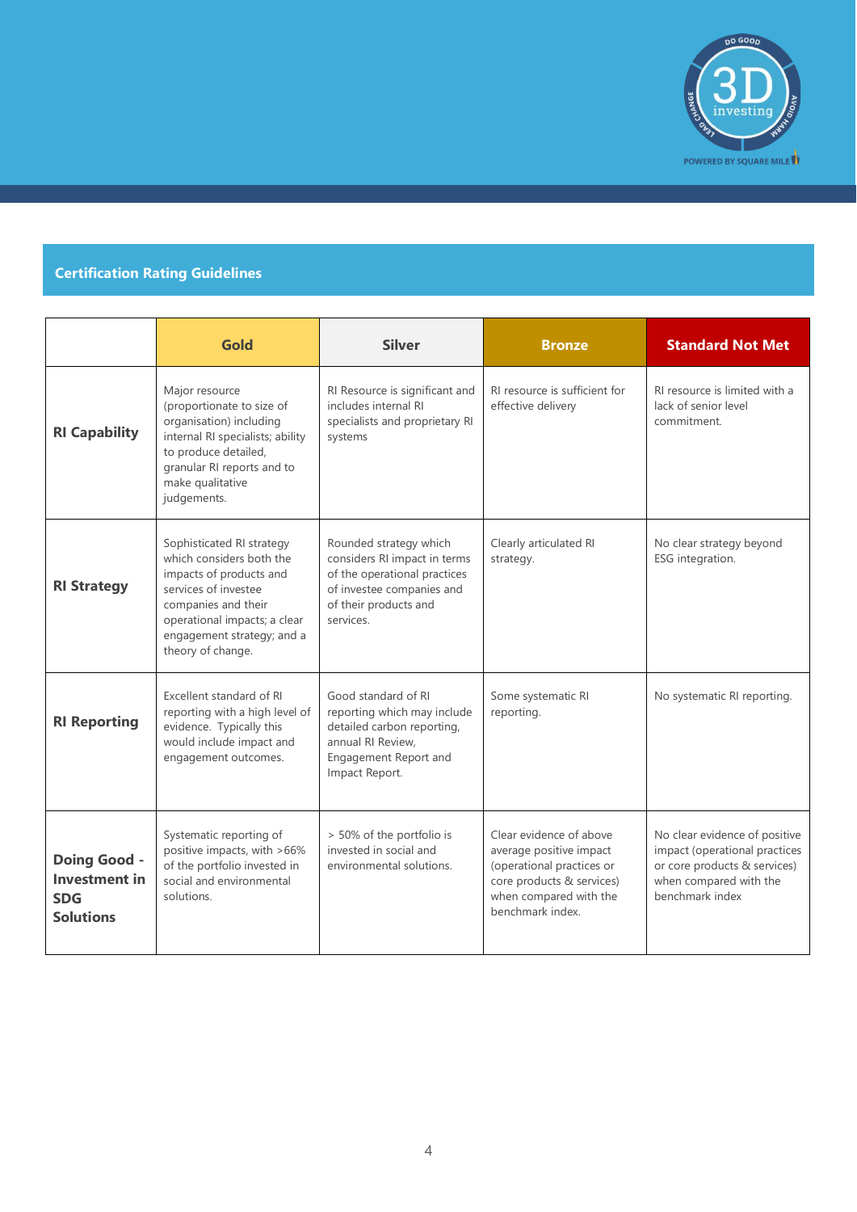## Certification Rating Guidelines

| | Gold | Silver | Bronze | Standard Not Met |
|---|---|---|---|---|
| **RI Capability** | Major resource (proportionate to size of organisation) including internal RI specialists; ability to produce detailed, granular RI reports and to make qualitative judgements. | RI Resource is significant and includes internal RI specialists and proprietary RI systems | RI resource is sufficient for effective delivery | RI resource is limited with a lack of senior level commitment. |
| **RI Strategy** | Sophisticated RI strategy which considers both the impacts of products and services of investee companies and their operational impacts; a clear engagement strategy; and a theory of change. | Rounded strategy which considers RI impact in terms of the operational practices of investee companies and of their products and services. | Clearly articulated RI strategy. | No clear strategy beyond ESG integration. |
| **RI Reporting** | Excellent standard of RI reporting with a high level of evidence. Typically this would include impact and engagement outcomes. | Good standard of RI reporting which may include detailed carbon reporting, annual RI Review, Engagement Report and Impact Report. | Some systematic RI reporting. | No systematic RI reporting. |
| **Doing Good - Investment in SDG Solutions** | Systematic reporting of positive impacts, with >66% of the portfolio invested in social and environmental solutions. | > 50% of the portfolio is invested in social and environmental solutions. | Clear evidence of above average positive impact (operational practices or core products & services) when compared with the benchmark index. | No clear evidence of positive impact (operational practices or core products & services) when compared with the benchmark index |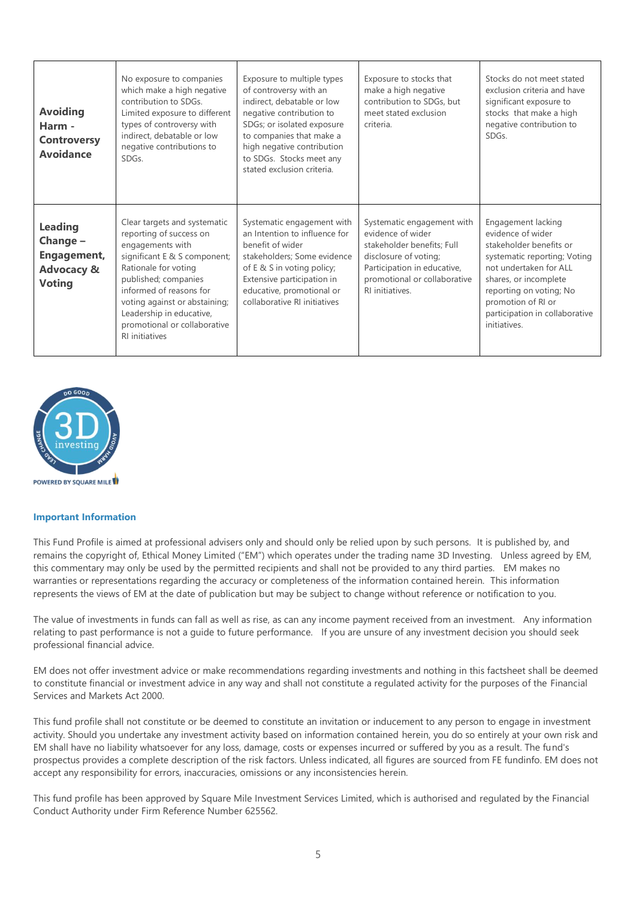| | | | | |
|---|---|---|---|---|
| **Avoiding Harm - Controversy Avoidance** | No exposure to companies which make a high negative contribution to SDGs. Limited exposure to different types of controversy with indirect, debatable or low negative contributions to SDGs. | Exposure to multiple types of controversy with an indirect, debatable or low negative contribution to SDGs; or isolated exposure to companies that make a high negative contribution to SDGs. Stocks meet any stated exclusion criteria. | Exposure to stocks that make a high negative contribution to SDGs, but meet stated exclusion criteria. | Stocks do not meet stated exclusion criteria and have significant exposure to stocks that make a high negative contribution to SDGs. |
| **Leading Change – Engagement, Advocacy & Voting** | Clear targets and systematic reporting of success on engagements with significant E & S component; Rationale for voting published; companies informed of reasons for voting against or abstaining; Leadership in educative, promotional or collaborative RI initiatives | Systematic engagement with an Intention to influence for benefit of wider stakeholders; Some evidence of E & S in voting policy; Extensive participation in educative, promotional or collaborative RI initiatives | Systematic engagement with evidence of wider stakeholder benefits; Full disclosure of voting; Participation in educative, promotional or collaborative RI initiatives. | Engagement lacking evidence of wider stakeholder benefits or systematic reporting; Voting not undertaken for ALL shares, or incomplete reporting on voting; No promotion of RI or participation in collaborative initiatives. |

DO GOOD
3D investing
LEAD CHANGE
AVOID HARM
POWERED BY SQUARE MILE

### Important Information

This Fund Profile is aimed at professional advisers only and should only be relied upon by such persons. It is published by, and remains the copyright of, Ethical Money Limited ("EM") which operates under the trading name 3D Investing. Unless agreed by EM, this commentary may only be used by the permitted recipients and shall not be provided to any third parties. EM makes no warranties or representations regarding the accuracy or completeness of the information contained herein. This information represents the views of EM at the date of publication but may be subject to change without reference or notification to you.

The value of investments in funds can fall as well as rise, as can any income payment received from an investment. Any information relating to past performance is not a guide to future performance. If you are unsure of any investment decision you should seek professional financial advice.

EM does not offer investment advice or make recommendations regarding investments and nothing in this factsheet shall be deemed to constitute financial or investment advice in any way and shall not constitute a regulated activity for the purposes of the Financial Services and Markets Act 2000.

This fund profile shall not constitute or be deemed to constitute an invitation or inducement to any person to engage in investment activity. Should you undertake any investment activity based on information contained herein, you do so entirely at your own risk and EM shall have no liability whatsoever for any loss, damage, costs or expenses incurred or suffered by you as a result. The fund's prospectus provides a complete description of the risk factors. Unless indicated, all figures are sourced from FE fundinfo. EM does not accept any responsibility for errors, inaccuracies, omissions or any inconsistencies herein.

This fund profile has been approved by Square Mile Investment Services Limited, which is authorised and regulated by the Financial Conduct Authority under Firm Reference Number 625562.